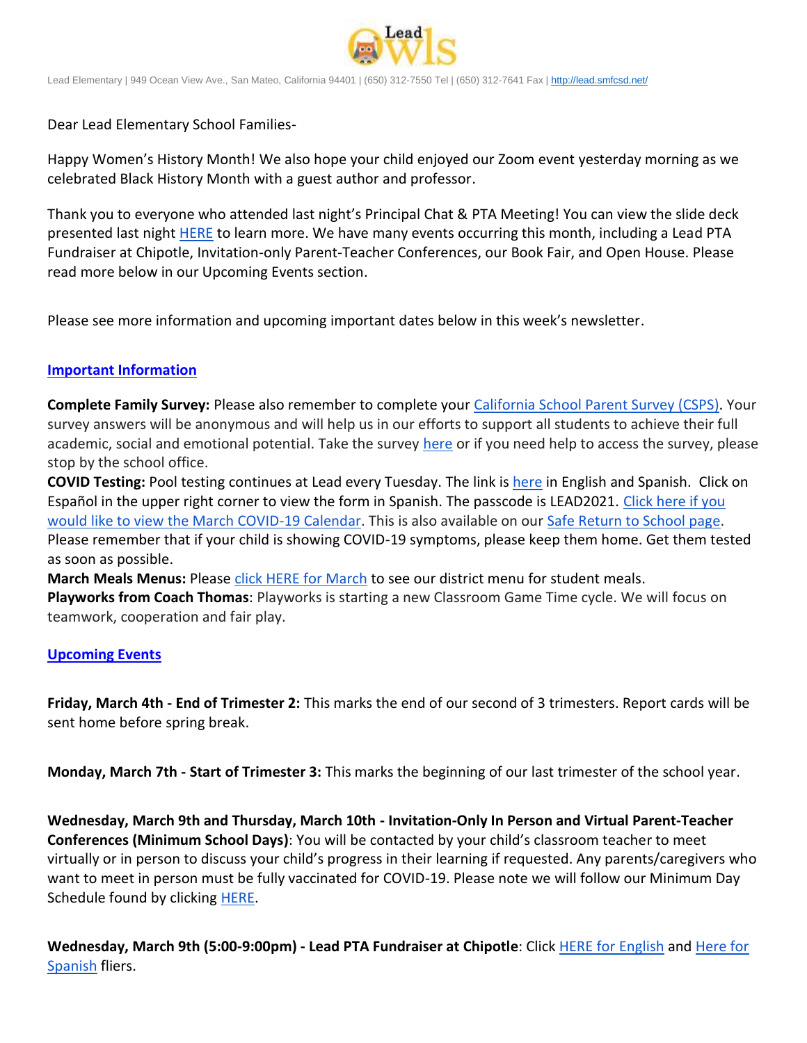Lead Elementary | 949 Ocean View Ave., San Mateo, California 94401 | (650) 312-7550 Tel | (650) 312-7641 Fax | http://lead.smfcsd.net/

Dear Lead Elementary School Families-

Happy Women's History Month! We also hope your child enjoyed our Zoom event yesterday morning as we celebrated Black History Month with a guest author and professor.

Thank you to everyone who attended last night's Principal Chat & PTA Meeting! You can view the slide deck presented last night HERE to learn more. We have many events occurring this month, including a Lead PTA Fundraiser at Chipotle, Invitation-only Parent-Teacher Conferences, our Book Fair, and Open House. Please read more below in our Upcoming Events section.

Please see more information and upcoming important dates below in this week's newsletter.

## Important Information

**Complete Family Survey:** Please also remember to complete your California School Parent Survey (CSPS). Your survey answers will be anonymous and will help us in our efforts to support all students to achieve their full academic, social and emotional potential. Take the survey here or if you need help to access the survey, please stop by the school office.

**COVID Testing:** Pool testing continues at Lead every Tuesday. The link is here in English and Spanish. Click on Español in the upper right corner to view the form in Spanish. The passcode is LEAD2021. Click here if you would like to view the March COVID-19 Calendar. This is also available on our Safe Return to School page. Please remember that if your child is showing COVID-19 symptoms, please keep them home. Get them tested as soon as possible.

**March Meals Menus:** Please click HERE for March to see our district menu for student meals.

**Playworks from Coach Thomas**: Playworks is starting a new Classroom Game Time cycle. We will focus on teamwork, cooperation and fair play.

## Upcoming Events

**Friday, March 4th - End of Trimester 2:** This marks the end of our second of 3 trimesters. Report cards will be sent home before spring break.

**Monday, March 7th - Start of Trimester 3:** This marks the beginning of our last trimester of the school year.

**Wednesday, March 9th and Thursday, March 10th - Invitation-Only In Person and Virtual Parent-Teacher Conferences (Minimum School Days)**: You will be contacted by your child's classroom teacher to meet virtually or in person to discuss your child's progress in their learning if requested. Any parents/caregivers who want to meet in person must be fully vaccinated for COVID-19. Please note we will follow our Minimum Day Schedule found by clicking HERE.

**Wednesday, March 9th (5:00-9:00pm) - Lead PTA Fundraiser at Chipotle**: Click HERE for English and Here for Spanish fliers.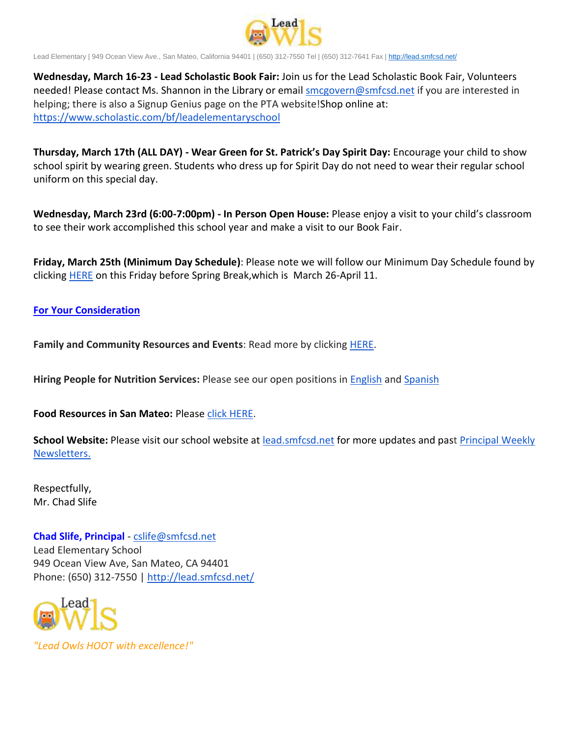Lead Elementary | 949 Ocean View Ave., San Mateo, California 94401 | (650) 312-7550 Tel | (650) 312-7641 Fax | http://lead.smfcsd.net/

**Wednesday, March 16-23 - Lead Scholastic Book Fair:** Join us for the Lead Scholastic Book Fair, Volunteers needed! Please contact Ms. Shannon in the Library or email smcgovern@smfcsd.net if you are interested in helping; there is also a Signup Genius page on the PTA website!Shop online at: https://www.scholastic.com/bf/leadelementaryschool

**Thursday, March 17th (ALL DAY) - Wear Green for St. Patrick's Day Spirit Day:** Encourage your child to show school spirit by wearing green. Students who dress up for Spirit Day do not need to wear their regular school uniform on this special day.

**Wednesday, March 23rd (6:00-7:00pm) - In Person Open House:** Please enjoy a visit to your child's classroom to see their work accomplished this school year and make a visit to our Book Fair.

**Friday, March 25th (Minimum Day Schedule)**: Please note we will follow our Minimum Day Schedule found by clicking HERE on this Friday before Spring Break,which is March 26-April 11.

**For Your Consideration**

**Family and Community Resources and Events**: Read more by clicking HERE.

**Hiring People for Nutrition Services:** Please see our open positions in English and Spanish

**Food Resources in San Mateo:** Please click HERE.

**School Website:** Please visit our school website at lead.smfcsd.net for more updates and past Principal Weekly Newsletters.

Respectfully,
Mr. Chad Slife

**Chad Slife, Principal** - cslife@smfcsd.net
Lead Elementary School
949 Ocean View Ave, San Mateo, CA 94401
Phone: (650) 312-7550 | http://lead.smfcsd.net/

*"Lead Owls HOOT with excellence!"*